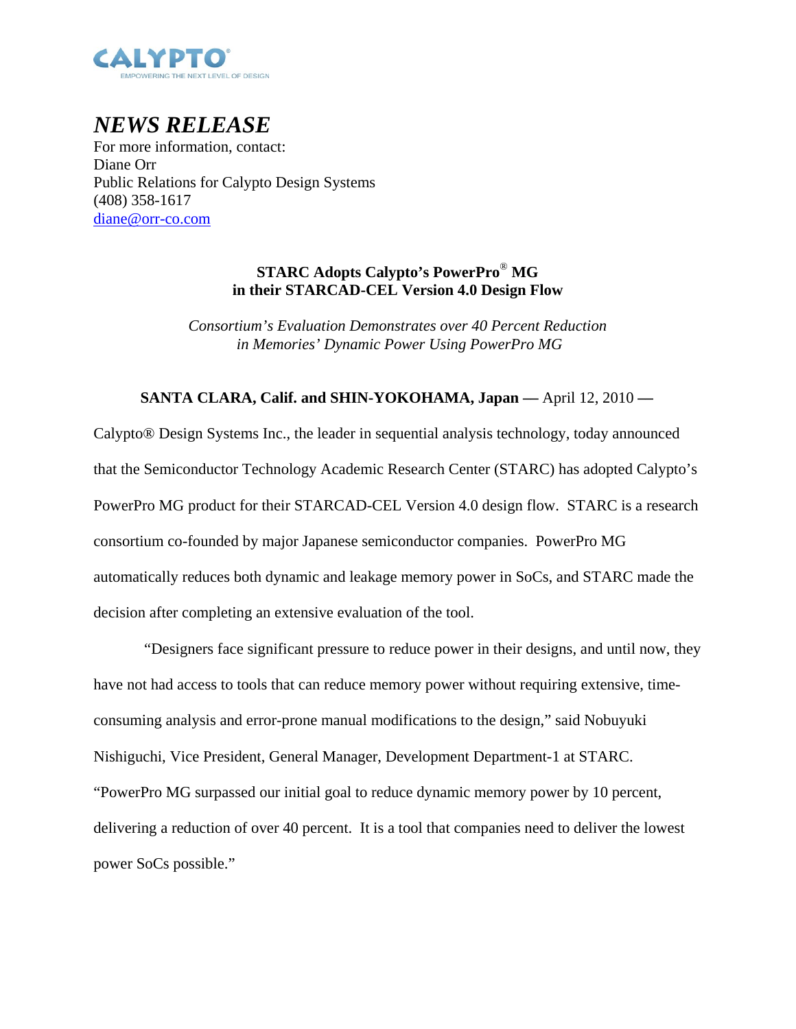CALYPTO®

EMPOWERING THE NEXT LEVEL OF DESIGN

# *NEWS RELEASE*

For more information, contact:
Diane Orr
Public Relations for Calypto Design Systems
(408) 358-1617
diane@orr-co.com

## STARC Adopts Calypto's PowerPro® MG in their STARCAD-CEL Version 4.0 Design Flow

*Consortium's Evaluation Demonstrates over 40 Percent Reduction in Memories' Dynamic Power Using PowerPro MG*

**SANTA CLARA, Calif. and SHIN-YOKOHAMA, Japan —** April 12, 2010 **—** Calypto® Design Systems Inc., the leader in sequential analysis technology, today announced that the Semiconductor Technology Academic Research Center (STARC) has adopted Calypto's PowerPro MG product for their STARCAD-CEL Version 4.0 design flow. STARC is a research consortium co-founded by major Japanese semiconductor companies. PowerPro MG automatically reduces both dynamic and leakage memory power in SoCs, and STARC made the decision after completing an extensive evaluation of the tool.

"Designers face significant pressure to reduce power in their designs, and until now, they have not had access to tools that can reduce memory power without requiring extensive, time-consuming analysis and error-prone manual modifications to the design," said Nobuyuki Nishiguchi, Vice President, General Manager, Development Department-1 at STARC. "PowerPro MG surpassed our initial goal to reduce dynamic memory power by 10 percent, delivering a reduction of over 40 percent. It is a tool that companies need to deliver the lowest power SoCs possible."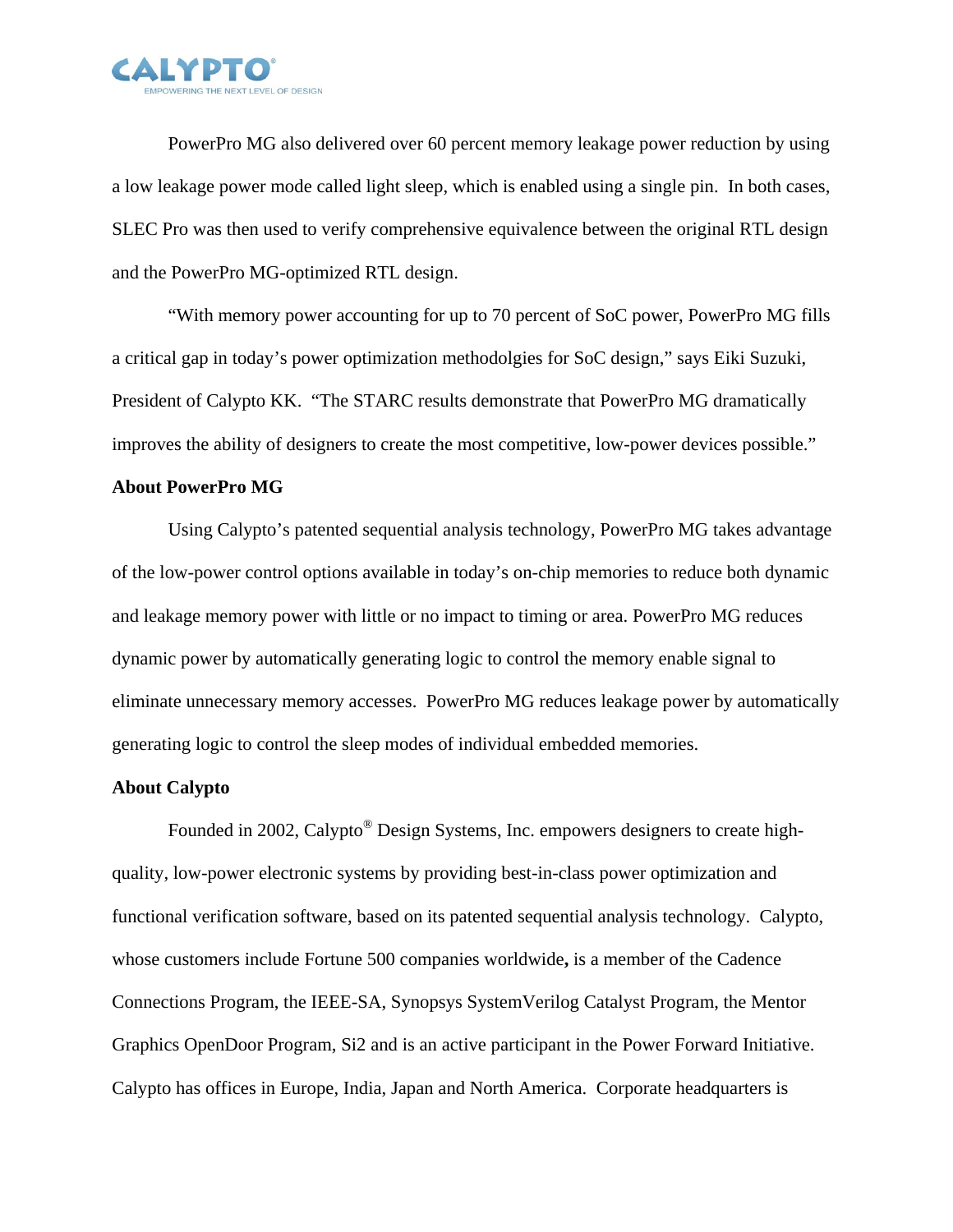PowerPro MG also delivered over 60 percent memory leakage power reduction by using a low leakage power mode called light sleep, which is enabled using a single pin. In both cases, SLEC Pro was then used to verify comprehensive equivalence between the original RTL design and the PowerPro MG-optimized RTL design.

"With memory power accounting for up to 70 percent of SoC power, PowerPro MG fills a critical gap in today's power optimization methodolgies for SoC design," says Eiki Suzuki, President of Calypto KK. "The STARC results demonstrate that PowerPro MG dramatically improves the ability of designers to create the most competitive, low-power devices possible."

**About PowerPro MG**

Using Calypto's patented sequential analysis technology, PowerPro MG takes advantage of the low-power control options available in today's on-chip memories to reduce both dynamic and leakage memory power with little or no impact to timing or area. PowerPro MG reduces dynamic power by automatically generating logic to control the memory enable signal to eliminate unnecessary memory accesses. PowerPro MG reduces leakage power by automatically generating logic to control the sleep modes of individual embedded memories.

**About Calypto**

Founded in 2002, Calypto® Design Systems, Inc. empowers designers to create high-quality, low-power electronic systems by providing best-in-class power optimization and functional verification software, based on its patented sequential analysis technology. Calypto, whose customers include Fortune 500 companies worldwide**,** is a member of the Cadence Connections Program, the IEEE-SA, Synopsys SystemVerilog Catalyst Program, the Mentor Graphics OpenDoor Program, Si2 and is an active participant in the Power Forward Initiative. Calypto has offices in Europe, India, Japan and North America. Corporate headquarters is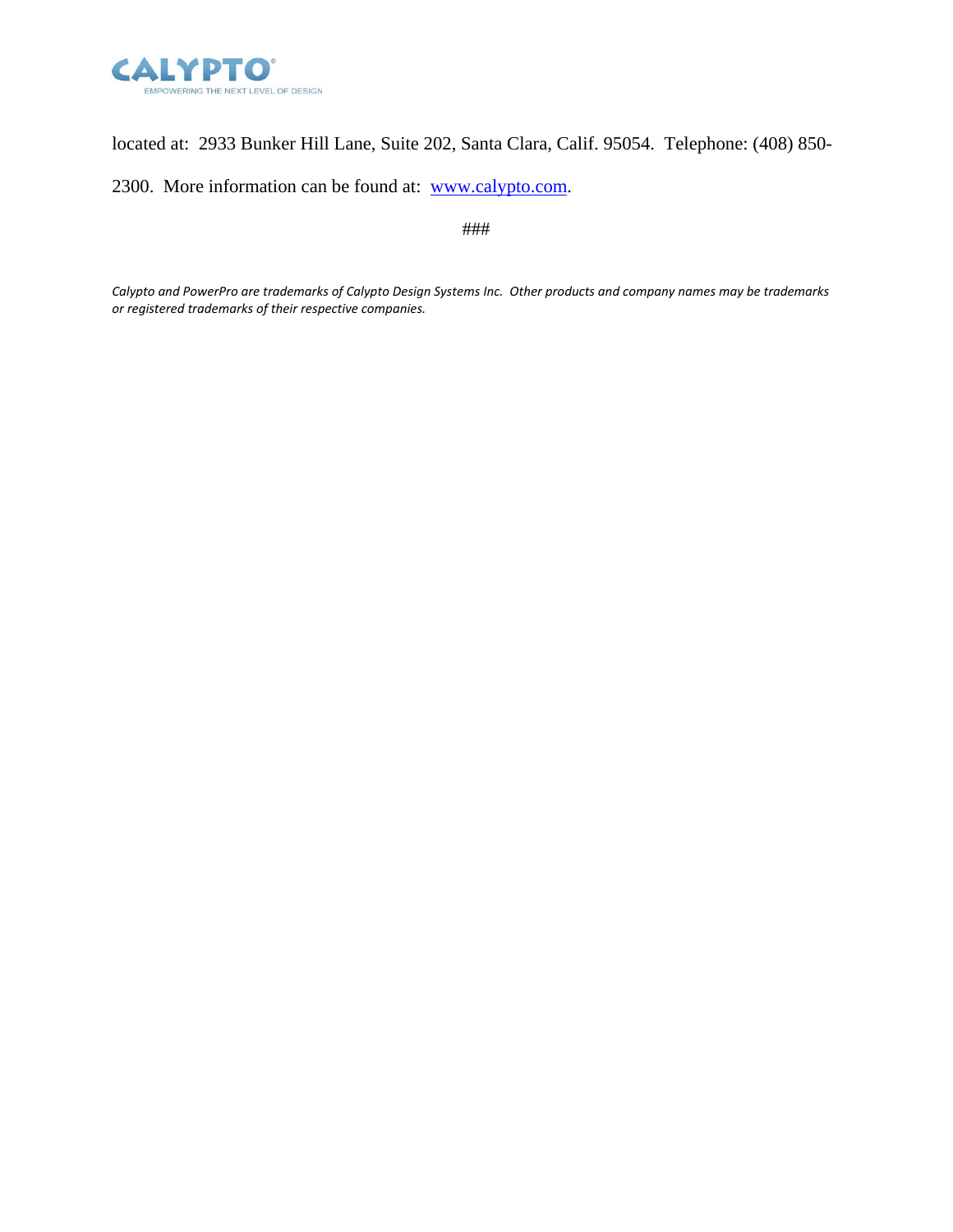located at: 2933 Bunker Hill Lane, Suite 202, Santa Clara, Calif. 95054. Telephone: (408) 850-2300. More information can be found at: [www.calypto.com](http://www.calypto.com).

###

*Calypto and PowerPro are trademarks of Calypto Design Systems Inc. Other products and company names may be trademarks or registered trademarks of their respective companies.*